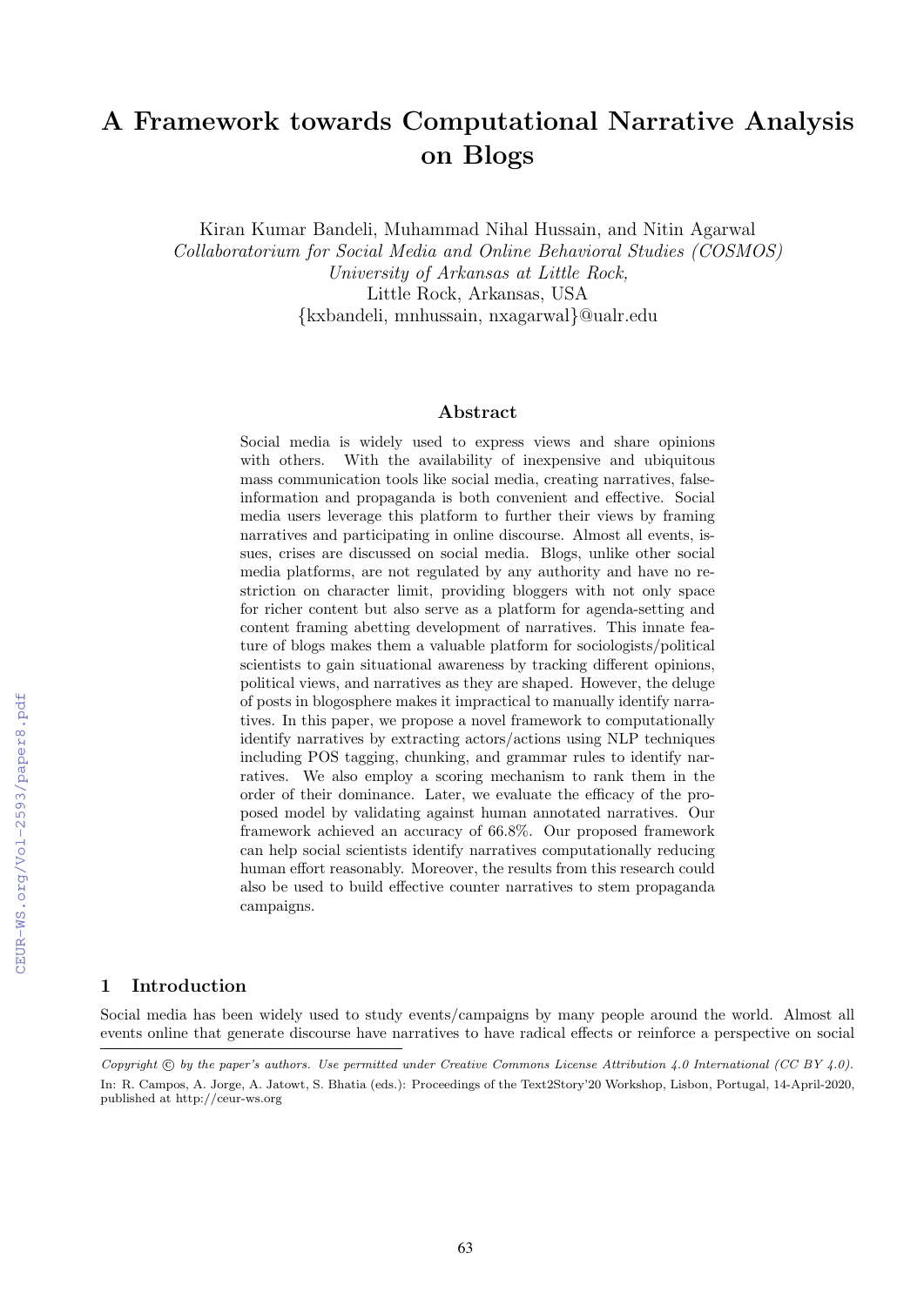# A Framework towards Computational Narrative Analysis on Blogs

Kiran Kumar Bandeli, Muhammad Nihal Hussain, and Nitin Agarwal
*Collaboratorium for Social Media and Online Behavioral Studies (COSMOS)*
*University of Arkansas at Little Rock,*
Little Rock, Arkansas, USA
{kxbandeli, mnhussain, nxagarwal}@ualr.edu

## Abstract

Social media is widely used to express views and share opinions with others. With the availability of inexpensive and ubiquitous mass communication tools like social media, creating narratives, false-information and propaganda is both convenient and effective. Social media users leverage this platform to further their views by framing narratives and participating in online discourse. Almost all events, issues, crises are discussed on social media. Blogs, unlike other social media platforms, are not regulated by any authority and have no restriction on character limit, providing bloggers with not only space for richer content but also serve as a platform for agenda-setting and content framing abetting development of narratives. This innate feature of blogs makes them a valuable platform for sociologists/political scientists to gain situational awareness by tracking different opinions, political views, and narratives as they are shaped. However, the deluge of posts in blogosphere makes it impractical to manually identify narratives. In this paper, we propose a novel framework to computationally identify narratives by extracting actors/actions using NLP techniques including POS tagging, chunking, and grammar rules to identify narratives. We also employ a scoring mechanism to rank them in the order of their dominance. Later, we evaluate the efficacy of the proposed model by validating against human annotated narratives. Our framework achieved an accuracy of 66.8%. Our proposed framework can help social scientists identify narratives computationally reducing human effort reasonably. Moreover, the results from this research could also be used to build effective counter narratives to stem propaganda campaigns.

## 1 Introduction

Social media has been widely used to study events/campaigns by many people around the world. Almost all events online that generate discourse have narratives to have radical effects or reinforce a perspective on social

---

*Copyright © by the paper's authors. Use permitted under Creative Commons License Attribution 4.0 International (CC BY 4.0).*
In: R. Campos, A. Jorge, A. Jatowt, S. Bhatia (eds.): Proceedings of the Text2Story'20 Workshop, Lisbon, Portugal, 14-April-2020, published at http://ceur-ws.org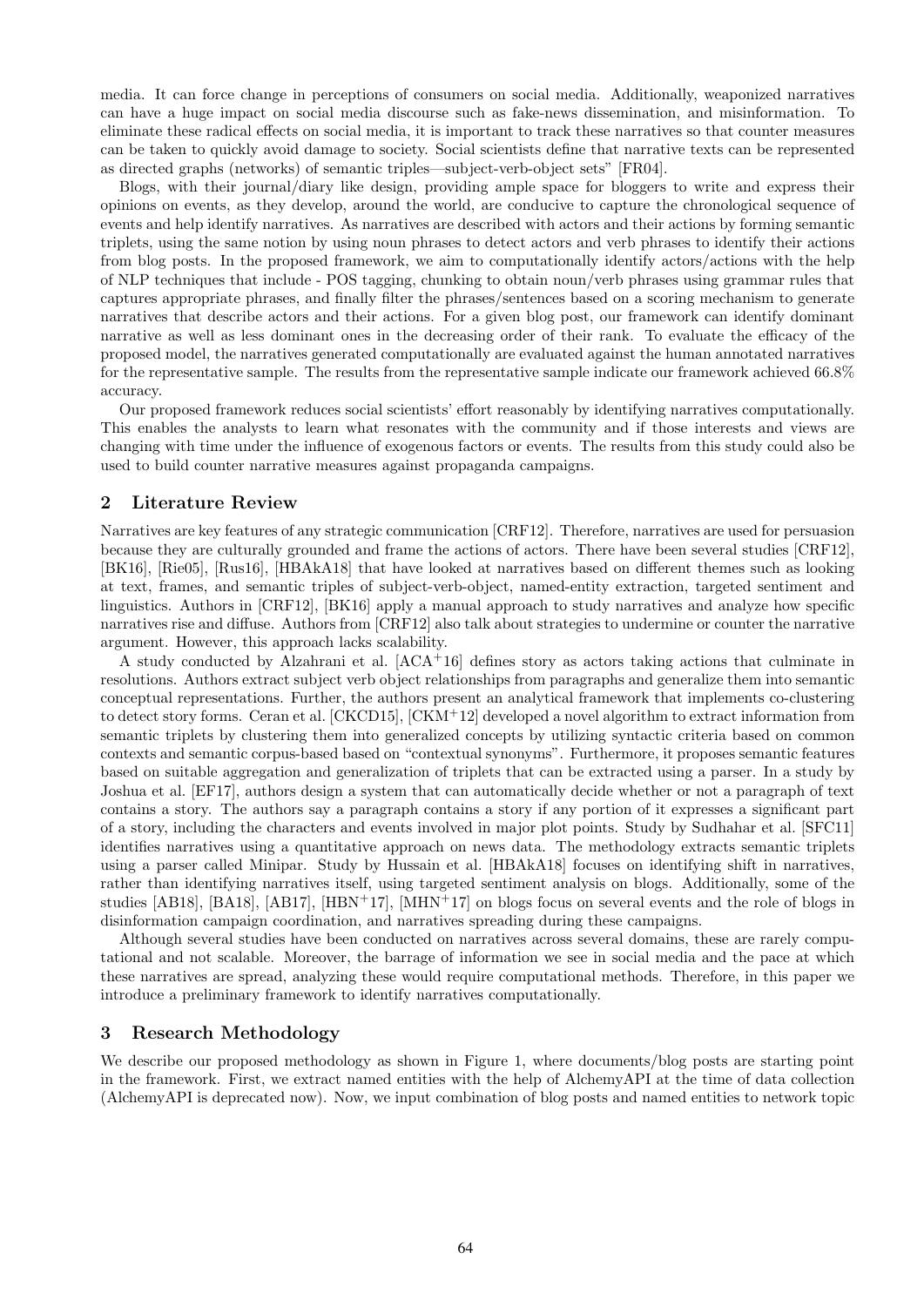media. It can force change in perceptions of consumers on social media. Additionally, weaponized narratives can have a huge impact on social media discourse such as fake-news dissemination, and misinformation. To eliminate these radical effects on social media, it is important to track these narratives so that counter measures can be taken to quickly avoid damage to society. Social scientists define that narrative texts can be represented as directed graphs (networks) of semantic triples—subject-verb-object sets" [FR04].

Blogs, with their journal/diary like design, providing ample space for bloggers to write and express their opinions on events, as they develop, around the world, are conducive to capture the chronological sequence of events and help identify narratives. As narratives are described with actors and their actions by forming semantic triplets, using the same notion by using noun phrases to detect actors and verb phrases to identify their actions from blog posts. In the proposed framework, we aim to computationally identify actors/actions with the help of NLP techniques that include - POS tagging, chunking to obtain noun/verb phrases using grammar rules that captures appropriate phrases, and finally filter the phrases/sentences based on a scoring mechanism to generate narratives that describe actors and their actions. For a given blog post, our framework can identify dominant narrative as well as less dominant ones in the decreasing order of their rank. To evaluate the efficacy of the proposed model, the narratives generated computationally are evaluated against the human annotated narratives for the representative sample. The results from the representative sample indicate our framework achieved 66.8% accuracy.

Our proposed framework reduces social scientists' effort reasonably by identifying narratives computationally. This enables the analysts to learn what resonates with the community and if those interests and views are changing with time under the influence of exogenous factors or events. The results from this study could also be used to build counter narrative measures against propaganda campaigns.

## 2 Literature Review

Narratives are key features of any strategic communication [CRF12]. Therefore, narratives are used for persuasion because they are culturally grounded and frame the actions of actors. There have been several studies [CRF12], [BK16], [Rie05], [Rus16], [HBAkA18] that have looked at narratives based on different themes such as looking at text, frames, and semantic triples of subject-verb-object, named-entity extraction, targeted sentiment and linguistics. Authors in [CRF12], [BK16] apply a manual approach to study narratives and analyze how specific narratives rise and diffuse. Authors from [CRF12] also talk about strategies to undermine or counter the narrative argument. However, this approach lacks scalability.

A study conducted by Alzahrani et al. [ACA+16] defines story as actors taking actions that culminate in resolutions. Authors extract subject verb object relationships from paragraphs and generalize them into semantic conceptual representations. Further, the authors present an analytical framework that implements co-clustering to detect story forms. Ceran et al. [CKCD15], [CKM+12] developed a novel algorithm to extract information from semantic triplets by clustering them into generalized concepts by utilizing syntactic criteria based on common contexts and semantic corpus-based based on "contextual synonyms". Furthermore, it proposes semantic features based on suitable aggregation and generalization of triplets that can be extracted using a parser. In a study by Joshua et al. [EF17], authors design a system that can automatically decide whether or not a paragraph of text contains a story. The authors say a paragraph contains a story if any portion of it expresses a significant part of a story, including the characters and events involved in major plot points. Study by Sudhahar et al. [SFC11] identifies narratives using a quantitative approach on news data. The methodology extracts semantic triplets using a parser called Minipar. Study by Hussain et al. [HBAkA18] focuses on identifying shift in narratives, rather than identifying narratives itself, using targeted sentiment analysis on blogs. Additionally, some of the studies [AB18], [BA18], [AB17], [HBN+17], [MHN+17] on blogs focus on several events and the role of blogs in disinformation campaign coordination, and narratives spreading during these campaigns.

Although several studies have been conducted on narratives across several domains, these are rarely computational and not scalable. Moreover, the barrage of information we see in social media and the pace at which these narratives are spread, analyzing these would require computational methods. Therefore, in this paper we introduce a preliminary framework to identify narratives computationally.

## 3 Research Methodology

We describe our proposed methodology as shown in Figure 1, where documents/blog posts are starting point in the framework. First, we extract named entities with the help of AlchemyAPI at the time of data collection (AlchemyAPI is deprecated now). Now, we input combination of blog posts and named entities to network topic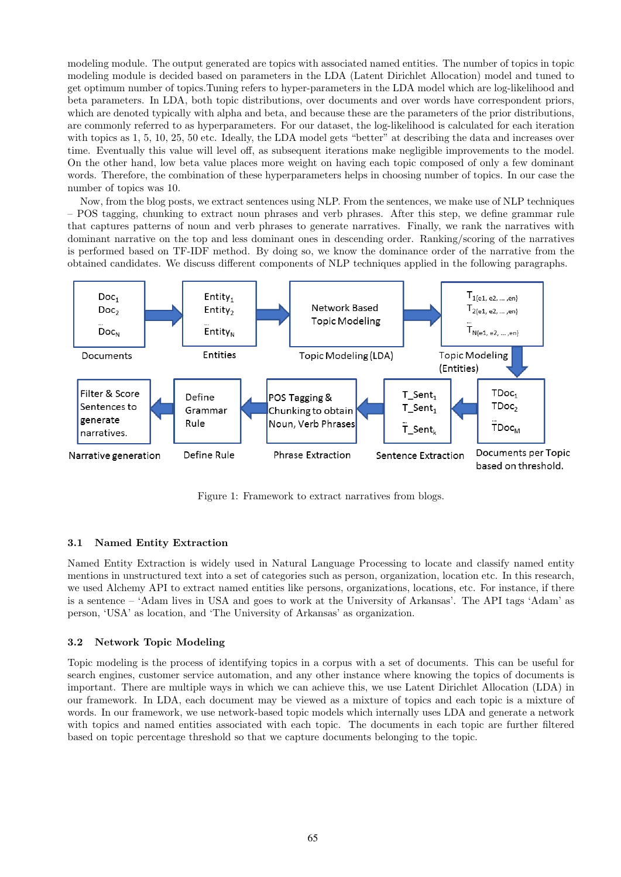modeling module. The output generated are topics with associated named entities. The number of topics in topic modeling module is decided based on parameters in the LDA (Latent Dirichlet Allocation) model and tuned to get optimum number of topics.Tuning refers to hyper-parameters in the LDA model which are log-likelihood and beta parameters. In LDA, both topic distributions, over documents and over words have correspondent priors, which are denoted typically with alpha and beta, and because these are the parameters of the prior distributions, are commonly referred to as hyperparameters. For our dataset, the log-likelihood is calculated for each iteration with topics as 1, 5, 10, 25, 50 etc. Ideally, the LDA model gets "better" at describing the data and increases over time. Eventually this value will level off, as subsequent iterations make negligible improvements to the model. On the other hand, low beta value places more weight on having each topic composed of only a few dominant words. Therefore, the combination of these hyperparameters helps in choosing number of topics. In our case the number of topics was 10.

Now, from the blog posts, we extract sentences using NLP. From the sentences, we make use of NLP techniques – POS tagging, chunking to extract noun phrases and verb phrases. After this step, we define grammar rule that captures patterns of noun and verb phrases to generate narratives. Finally, we rank the narratives with dominant narrative on the top and less dominant ones in descending order. Ranking/scoring of the narratives is performed based on TF-IDF method. By doing so, we know the dominance order of the narrative from the obtained candidates. We discuss different components of NLP techniques applied in the following paragraphs.

Figure 1: Framework to extract narratives from blogs.

### 3.1 Named Entity Extraction

Named Entity Extraction is widely used in Natural Language Processing to locate and classify named entity mentions in unstructured text into a set of categories such as person, organization, location etc. In this research, we used Alchemy API to extract named entities like persons, organizations, locations, etc. For instance, if there is a sentence – 'Adam lives in USA and goes to work at the University of Arkansas'. The API tags 'Adam' as person, 'USA' as location, and 'The University of Arkansas' as organization.

### 3.2 Network Topic Modeling

Topic modeling is the process of identifying topics in a corpus with a set of documents. This can be useful for search engines, customer service automation, and any other instance where knowing the topics of documents is important. There are multiple ways in which we can achieve this, we use Latent Dirichlet Allocation (LDA) in our framework. In LDA, each document may be viewed as a mixture of topics and each topic is a mixture of words. In our framework, we use network-based topic models which internally uses LDA and generate a network with topics and named entities associated with each topic. The documents in each topic are further filtered based on topic percentage threshold so that we capture documents belonging to the topic.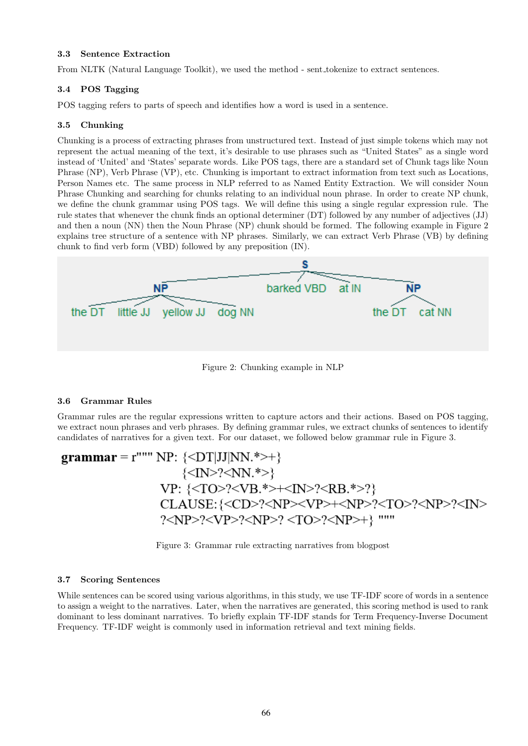### 3.3 Sentence Extraction

From NLTK (Natural Language Toolkit), we used the method - sent_tokenize to extract sentences.

### 3.4 POS Tagging

POS tagging refers to parts of speech and identifies how a word is used in a sentence.

### 3.5 Chunking

Chunking is a process of extracting phrases from unstructured text. Instead of just simple tokens which may not represent the actual meaning of the text, it's desirable to use phrases such as "United States" as a single word instead of 'United' and 'States' separate words. Like POS tags, there are a standard set of Chunk tags like Noun Phrase (NP), Verb Phrase (VP), etc. Chunking is important to extract information from text such as Locations, Person Names etc. The same process in NLP referred to as Named Entity Extraction. We will consider Noun Phrase Chunking and searching for chunks relating to an individual noun phrase. In order to create NP chunk, we define the chunk grammar using POS tags. We will define this using a single regular expression rule. The rule states that whenever the chunk finds an optional determiner (DT) followed by any number of adjectives (JJ) and then a noun (NN) then the Noun Phrase (NP) chunk should be formed. The following example in Figure 2 explains tree structure of a sentence with NP phrases. Similarly, we can extract Verb Phrase (VB) by defining chunk to find verb form (VBD) followed by any preposition (IN).

```
                                S
        ________________________|_______________________
       NP                  barked VBD   at IN          NP
 ______|___________________                      ______|____
the DT  little JJ  yellow JJ  dog NN            the DT    cat NN
```

Figure 2: Chunking example in NLP

### 3.6 Grammar Rules

Grammar rules are the regular expressions written to capture actors and their actions. Based on POS tagging, we extract noun phrases and verb phrases. By defining grammar rules, we extract chunks of sentences to identify candidates of narratives for a given text. For our dataset, we followed below grammar rule in Figure 3.

```
grammar = r""" NP: {<DT|JJ|NN.*>+}
               {<IN>?<NN.*>}
           VP: {<TO>?<VB.*>+<IN>?<RB.*>?}
           CLAUSE:{<CD>?<NP><VP>+<NP>?<TO>?<NP>?<IN>
           ?<NP>?<VP>?<NP>? <TO>?<NP>+} """
```

Figure 3: Grammar rule extracting narratives from blogpost

### 3.7 Scoring Sentences

While sentences can be scored using various algorithms, in this study, we use TF-IDF score of words in a sentence to assign a weight to the narratives. Later, when the narratives are generated, this scoring method is used to rank dominant to less dominant narratives. To briefly explain TF-IDF stands for Term Frequency-Inverse Document Frequency. TF-IDF weight is commonly used in information retrieval and text mining fields.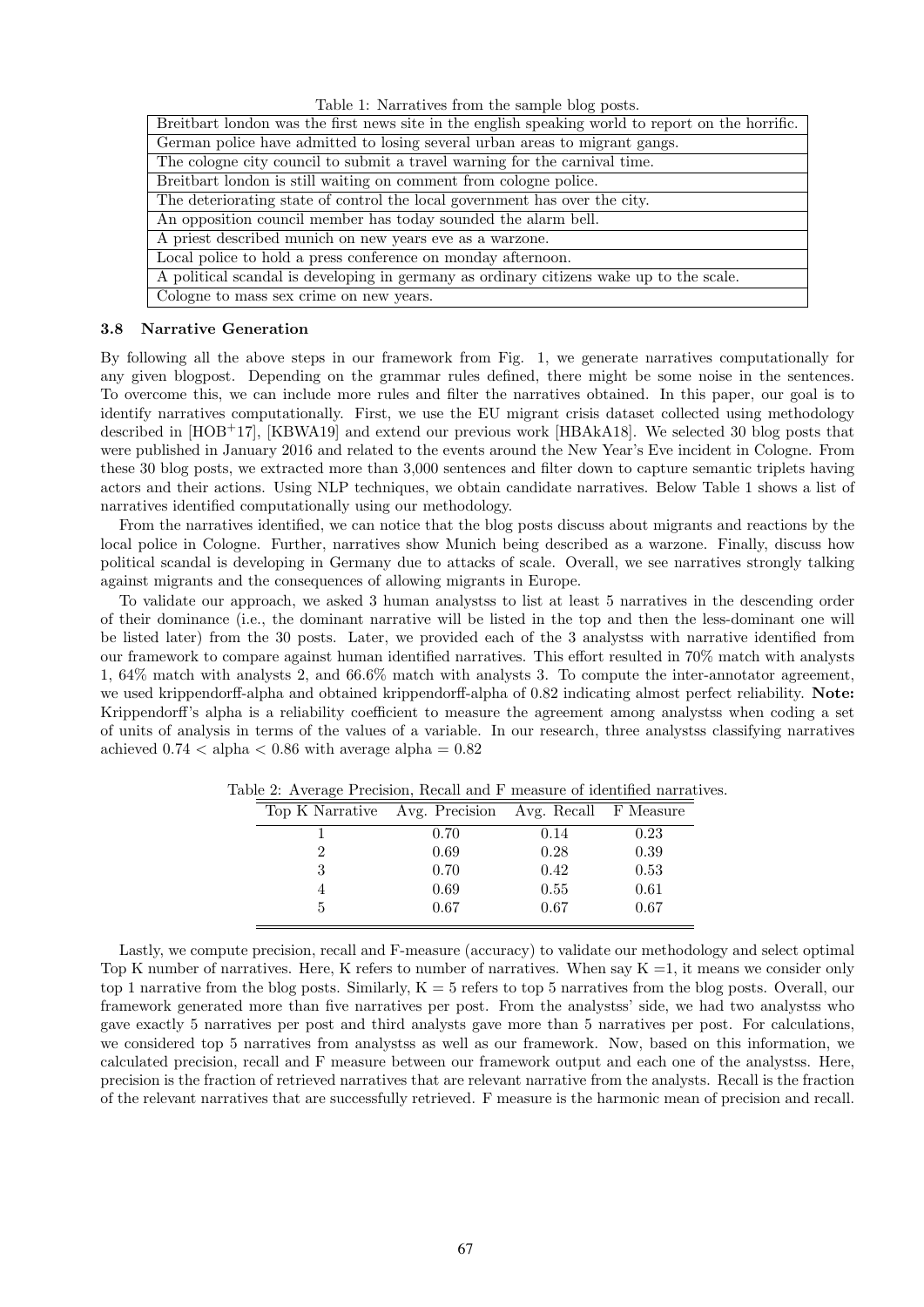Table 1: Narratives from the sample blog posts.

| |
|---|
| Breitbart london was the first news site in the english speaking world to report on the horrific. |
| German police have admitted to losing several urban areas to migrant gangs. |
| The cologne city council to submit a travel warning for the carnival time. |
| Breitbart london is still waiting on comment from cologne police. |
| The deteriorating state of control the local government has over the city. |
| An opposition council member has today sounded the alarm bell. |
| A priest described munich on new years eve as a warzone. |
| Local police to hold a press conference on monday afternoon. |
| A political scandal is developing in germany as ordinary citizens wake up to the scale. |
| Cologne to mass sex crime on new years. |

### 3.8 Narrative Generation

By following all the above steps in our framework from Fig. 1, we generate narratives computationally for any given blogpost. Depending on the grammar rules defined, there might be some noise in the sentences. To overcome this, we can include more rules and filter the narratives obtained. In this paper, our goal is to identify narratives computationally. First, we use the EU migrant crisis dataset collected using methodology described in [HOB+17], [KBWA19] and extend our previous work [HBAkA18]. We selected 30 blog posts that were published in January 2016 and related to the events around the New Year's Eve incident in Cologne. From these 30 blog posts, we extracted more than 3,000 sentences and filter down to capture semantic triplets having actors and their actions. Using NLP techniques, we obtain candidate narratives. Below Table 1 shows a list of narratives identified computationally using our methodology.

From the narratives identified, we can notice that the blog posts discuss about migrants and reactions by the local police in Cologne. Further, narratives show Munich being described as a warzone. Finally, discuss how political scandal is developing in Germany due to attacks of scale. Overall, we see narratives strongly talking against migrants and the consequences of allowing migrants in Europe.

To validate our approach, we asked 3 human analystss to list at least 5 narratives in the descending order of their dominance (i.e., the dominant narrative will be listed in the top and then the less-dominant one will be listed later) from the 30 posts. Later, we provided each of the 3 analystss with narrative identified from our framework to compare against human identified narratives. This effort resulted in 70% match with analysts 1, 64% match with analysts 2, and 66.6% match with analysts 3. To compute the inter-annotator agreement, we used krippendorff-alpha and obtained krippendorff-alpha of 0.82 indicating almost perfect reliability. **Note:** Krippendorff's alpha is a reliability coefficient to measure the agreement among analystss when coding a set of units of analysis in terms of the values of a variable. In our research, three analystss classifying narratives achieved $0.74 < \text{alpha} < 0.86$ with average alpha = 0.82

Table 2: Average Precision, Recall and F measure of identified narratives.

| Top K Narrative | Avg. Precision | Avg. Recall | F Measure |
|---|---|---|---|
| 1 | 0.70 | 0.14 | 0.23 |
| 2 | 0.69 | 0.28 | 0.39 |
| 3 | 0.70 | 0.42 | 0.53 |
| 4 | 0.69 | 0.55 | 0.61 |
| 5 | 0.67 | 0.67 | 0.67 |

Lastly, we compute precision, recall and F-measure (accuracy) to validate our methodology and select optimal Top K number of narratives. Here, K refers to number of narratives. When say K =1, it means we consider only top 1 narrative from the blog posts. Similarly, K = 5 refers to top 5 narratives from the blog posts. Overall, our framework generated more than five narratives per post. From the analystss' side, we had two analystss who gave exactly 5 narratives per post and third analysts gave more than 5 narratives per post. For calculations, we considered top 5 narratives from analystss as well as our framework. Now, based on this information, we calculated precision, recall and F measure between our framework output and each one of the analystss. Here, precision is the fraction of retrieved narratives that are relevant narrative from the analysts. Recall is the fraction of the relevant narratives that are successfully retrieved. F measure is the harmonic mean of precision and recall.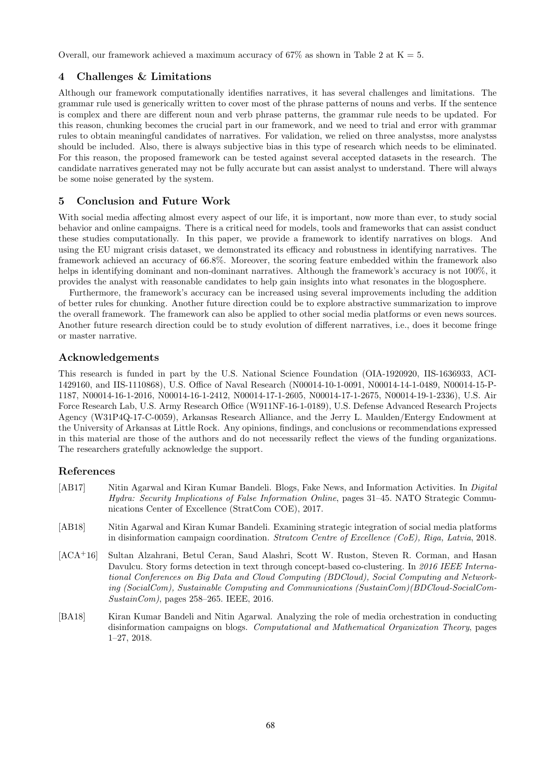Overall, our framework achieved a maximum accuracy of 67% as shown in Table 2 at K = 5.

## 4 Challenges & Limitations

Although our framework computationally identifies narratives, it has several challenges and limitations. The grammar rule used is generically written to cover most of the phrase patterns of nouns and verbs. If the sentence is complex and there are different noun and verb phrase patterns, the grammar rule needs to be updated. For this reason, chunking becomes the crucial part in our framework, and we need to trial and error with grammar rules to obtain meaningful candidates of narratives. For validation, we relied on three analystss, more analystss should be included. Also, there is always subjective bias in this type of research which needs to be eliminated. For this reason, the proposed framework can be tested against several accepted datasets in the research. The candidate narratives generated may not be fully accurate but can assist analyst to understand. There will always be some noise generated by the system.

## 5 Conclusion and Future Work

With social media affecting almost every aspect of our life, it is important, now more than ever, to study social behavior and online campaigns. There is a critical need for models, tools and frameworks that can assist conduct these studies computationally. In this paper, we provide a framework to identify narratives on blogs. And using the EU migrant crisis dataset, we demonstrated its efficacy and robustness in identifying narratives. The framework achieved an accuracy of 66.8%. Moreover, the scoring feature embedded within the framework also helps in identifying dominant and non-dominant narratives. Although the framework's accuracy is not 100%, it provides the analyst with reasonable candidates to help gain insights into what resonates in the blogosphere.

Furthermore, the framework's accuracy can be increased using several improvements including the addition of better rules for chunking. Another future direction could be to explore abstractive summarization to improve the overall framework. The framework can also be applied to other social media platforms or even news sources. Another future research direction could be to study evolution of different narratives, i.e., does it become fringe or master narrative.

## Acknowledgements

This research is funded in part by the U.S. National Science Foundation (OIA-1920920, IIS-1636933, ACI-1429160, and IIS-1110868), U.S. Office of Naval Research (N00014-10-1-0091, N00014-14-1-0489, N00014-15-P-1187, N00014-16-1-2016, N00014-16-1-2412, N00014-17-1-2605, N00014-17-1-2675, N00014-19-1-2336), U.S. Air Force Research Lab, U.S. Army Research Office (W911NF-16-1-0189), U.S. Defense Advanced Research Projects Agency (W31P4Q-17-C-0059), Arkansas Research Alliance, and the Jerry L. Maulden/Entergy Endowment at the University of Arkansas at Little Rock. Any opinions, findings, and conclusions or recommendations expressed in this material are those of the authors and do not necessarily reflect the views of the funding organizations. The researchers gratefully acknowledge the support.

## References

[AB17] Nitin Agarwal and Kiran Kumar Bandeli. Blogs, Fake News, and Information Activities. In *Digital Hydra: Security Implications of False Information Online*, pages 31–45. NATO Strategic Communications Center of Excellence (StratCom COE), 2017.

[AB18] Nitin Agarwal and Kiran Kumar Bandeli. Examining strategic integration of social media platforms in disinformation campaign coordination. *Stratcom Centre of Excellence (CoE), Riga, Latvia*, 2018.

[ACA+16] Sultan Alzahrani, Betul Ceran, Saud Alashri, Scott W. Ruston, Steven R. Corman, and Hasan Davulcu. Story forms detection in text through concept-based co-clustering. In *2016 IEEE International Conferences on Big Data and Cloud Computing (BDCloud), Social Computing and Networking (SocialCom), Sustainable Computing and Communications (SustainCom)(BDCloud-SocialCom-SustainCom)*, pages 258–265. IEEE, 2016.

[BA18] Kiran Kumar Bandeli and Nitin Agarwal. Analyzing the role of media orchestration in conducting disinformation campaigns on blogs. *Computational and Mathematical Organization Theory*, pages 1–27, 2018.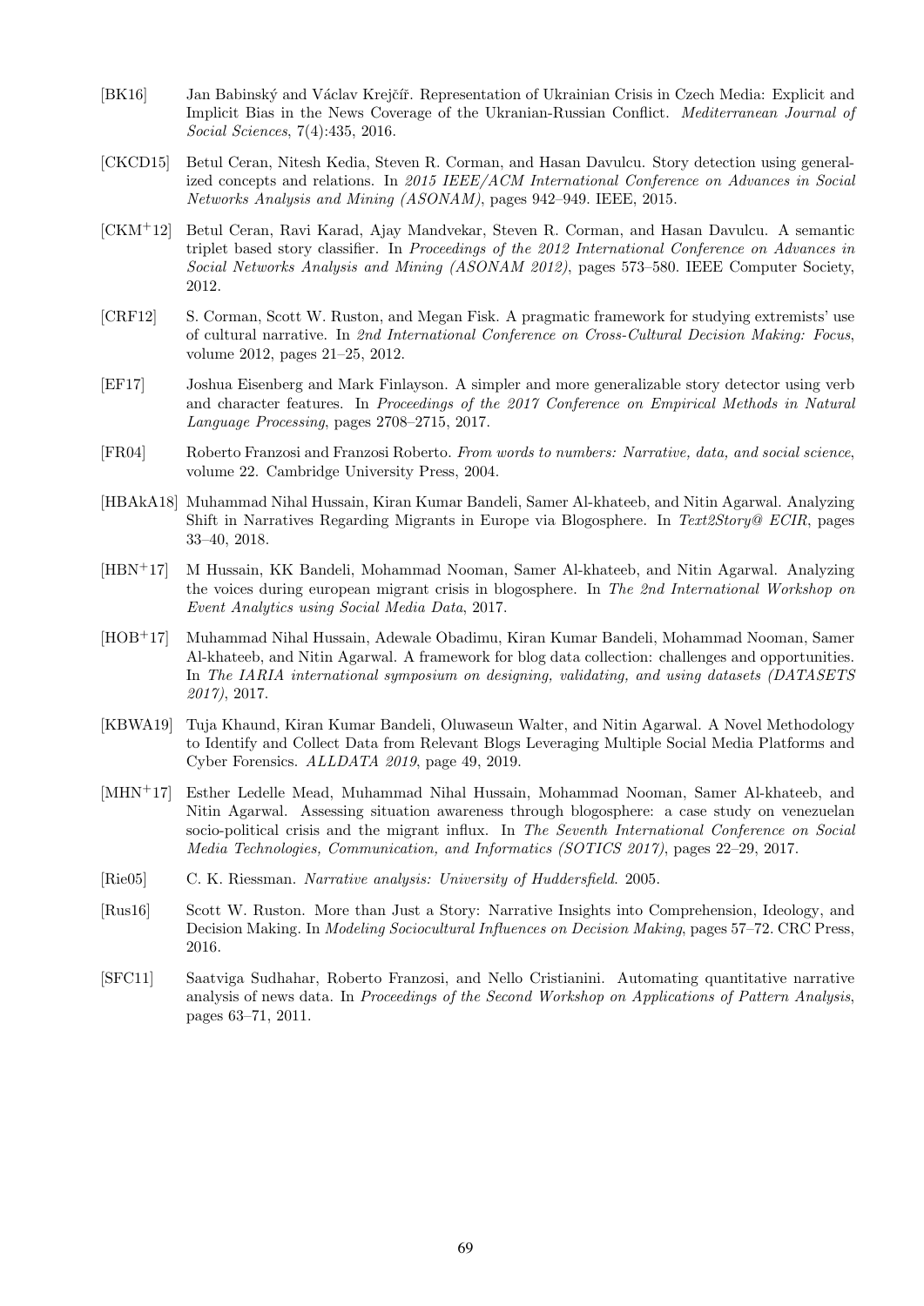[BK16] Jan Babinský and Václav Krejčíř. Representation of Ukrainian Crisis in Czech Media: Explicit and Implicit Bias in the News Coverage of the Ukranian-Russian Conflict. *Mediterranean Journal of Social Sciences*, 7(4):435, 2016.

[CKCD15] Betul Ceran, Nitesh Kedia, Steven R. Corman, and Hasan Davulcu. Story detection using generalized concepts and relations. In *2015 IEEE/ACM International Conference on Advances in Social Networks Analysis and Mining (ASONAM)*, pages 942–949. IEEE, 2015.

[CKM+12] Betul Ceran, Ravi Karad, Ajay Mandvekar, Steven R. Corman, and Hasan Davulcu. A semantic triplet based story classifier. In *Proceedings of the 2012 International Conference on Advances in Social Networks Analysis and Mining (ASONAM 2012)*, pages 573–580. IEEE Computer Society, 2012.

[CRF12] S. Corman, Scott W. Ruston, and Megan Fisk. A pragmatic framework for studying extremists' use of cultural narrative. In *2nd International Conference on Cross-Cultural Decision Making: Focus*, volume 2012, pages 21–25, 2012.

[EF17] Joshua Eisenberg and Mark Finlayson. A simpler and more generalizable story detector using verb and character features. In *Proceedings of the 2017 Conference on Empirical Methods in Natural Language Processing*, pages 2708–2715, 2017.

[FR04] Roberto Franzosi and Franzosi Roberto. *From words to numbers: Narrative, data, and social science*, volume 22. Cambridge University Press, 2004.

[HBAkA18] Muhammad Nihal Hussain, Kiran Kumar Bandeli, Samer Al-khateeb, and Nitin Agarwal. Analyzing Shift in Narratives Regarding Migrants in Europe via Blogosphere. In *Text2Story@ ECIR*, pages 33–40, 2018.

[HBN+17] M Hussain, KK Bandeli, Mohammad Nooman, Samer Al-khateeb, and Nitin Agarwal. Analyzing the voices during european migrant crisis in blogosphere. In *The 2nd International Workshop on Event Analytics using Social Media Data*, 2017.

[HOB+17] Muhammad Nihal Hussain, Adewale Obadimu, Kiran Kumar Bandeli, Mohammad Nooman, Samer Al-khateeb, and Nitin Agarwal. A framework for blog data collection: challenges and opportunities. In *The IARIA international symposium on designing, validating, and using datasets (DATASETS 2017)*, 2017.

[KBWA19] Tuja Khaund, Kiran Kumar Bandeli, Oluwaseun Walter, and Nitin Agarwal. A Novel Methodology to Identify and Collect Data from Relevant Blogs Leveraging Multiple Social Media Platforms and Cyber Forensics. *ALLDATA 2019*, page 49, 2019.

[MHN+17] Esther Ledelle Mead, Muhammad Nihal Hussain, Mohammad Nooman, Samer Al-khateeb, and Nitin Agarwal. Assessing situation awareness through blogosphere: a case study on venezuelan socio-political crisis and the migrant influx. In *The Seventh International Conference on Social Media Technologies, Communication, and Informatics (SOTICS 2017)*, pages 22–29, 2017.

[Rie05] C. K. Riessman. *Narrative analysis: University of Huddersfield*. 2005.

[Rus16] Scott W. Ruston. More than Just a Story: Narrative Insights into Comprehension, Ideology, and Decision Making. In *Modeling Sociocultural Influences on Decision Making*, pages 57–72. CRC Press, 2016.

[SFC11] Saatviga Sudhahar, Roberto Franzosi, and Nello Cristianini. Automating quantitative narrative analysis of news data. In *Proceedings of the Second Workshop on Applications of Pattern Analysis*, pages 63–71, 2011.